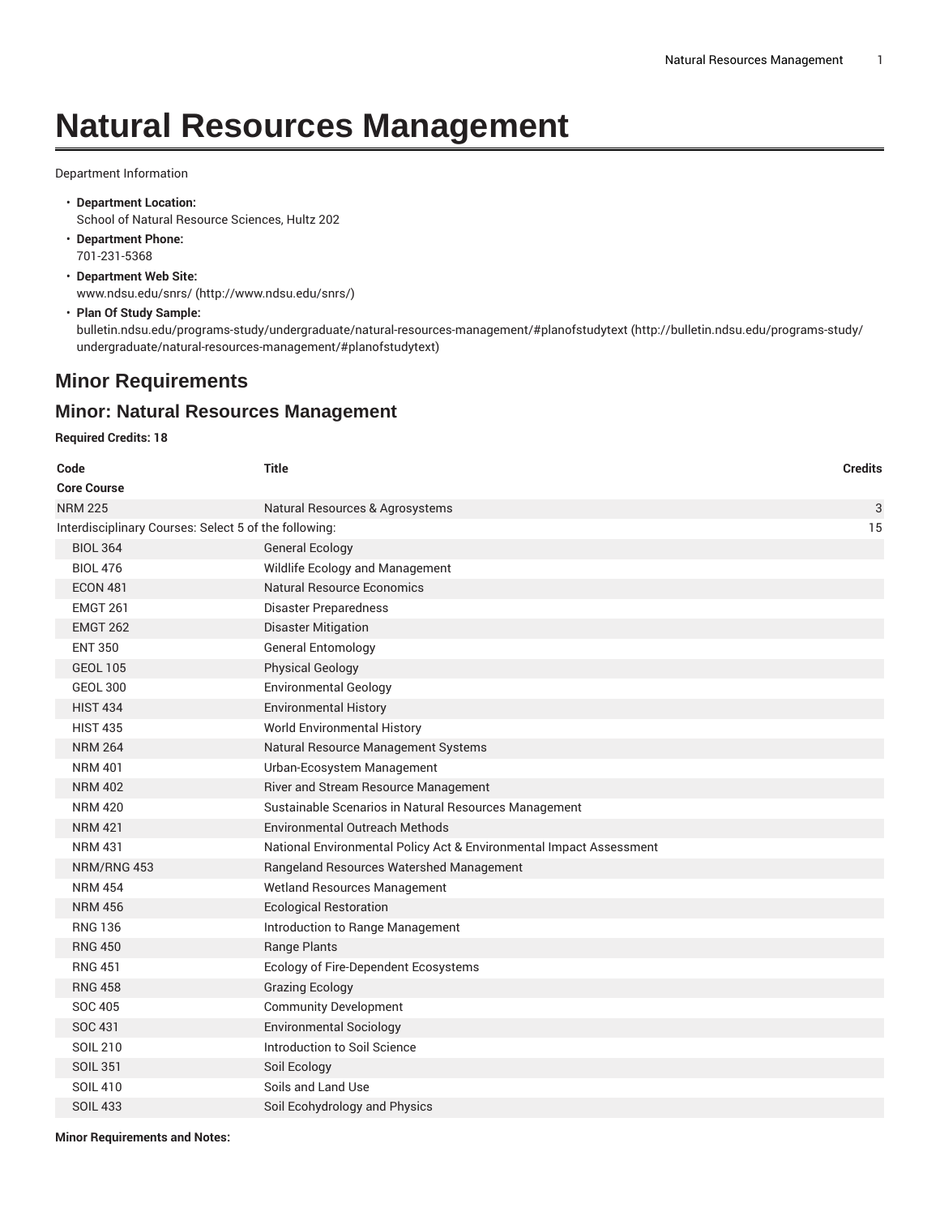# Natural Resources Management

Department Information

- **Department Location:**
  School of Natural Resource Sciences, Hultz 202
- **Department Phone:**
  701-231-5368
- **Department Web Site:**
  www.ndsu.edu/snrs/ (http://www.ndsu.edu/snrs/)
- **Plan Of Study Sample:**
  bulletin.ndsu.edu/programs-study/undergraduate/natural-resources-management/#planofstudytext (http://bulletin.ndsu.edu/programs-study/undergraduate/natural-resources-management/#planofstudytext)

## Minor Requirements

## Minor: Natural Resources Management

**Required Credits: 18**

| Code | Title | Credits |
|---|---|---|
| **Core Course** | | |
| NRM 225 | Natural Resources & Agrosystems | 3 |
| Interdisciplinary Courses: Select 5 of the following: | | 15 |
| BIOL 364 | General Ecology | |
| BIOL 476 | Wildlife Ecology and Management | |
| ECON 481 | Natural Resource Economics | |
| EMGT 261 | Disaster Preparedness | |
| EMGT 262 | Disaster Mitigation | |
| ENT 350 | General Entomology | |
| GEOL 105 | Physical Geology | |
| GEOL 300 | Environmental Geology | |
| HIST 434 | Environmental History | |
| HIST 435 | World Environmental History | |
| NRM 264 | Natural Resource Management Systems | |
| NRM 401 | Urban-Ecosystem Management | |
| NRM 402 | River and Stream Resource Management | |
| NRM 420 | Sustainable Scenarios in Natural Resources Management | |
| NRM 421 | Environmental Outreach Methods | |
| NRM 431 | National Environmental Policy Act & Environmental Impact Assessment | |
| NRM/RNG 453 | Rangeland Resources Watershed Management | |
| NRM 454 | Wetland Resources Management | |
| NRM 456 | Ecological Restoration | |
| RNG 136 | Introduction to Range Management | |
| RNG 450 | Range Plants | |
| RNG 451 | Ecology of Fire-Dependent Ecosystems | |
| RNG 458 | Grazing Ecology | |
| SOC 405 | Community Development | |
| SOC 431 | Environmental Sociology | |
| SOIL 210 | Introduction to Soil Science | |
| SOIL 351 | Soil Ecology | |
| SOIL 410 | Soils and Land Use | |
| SOIL 433 | Soil Ecohydrology and Physics | |

**Minor Requirements and Notes:**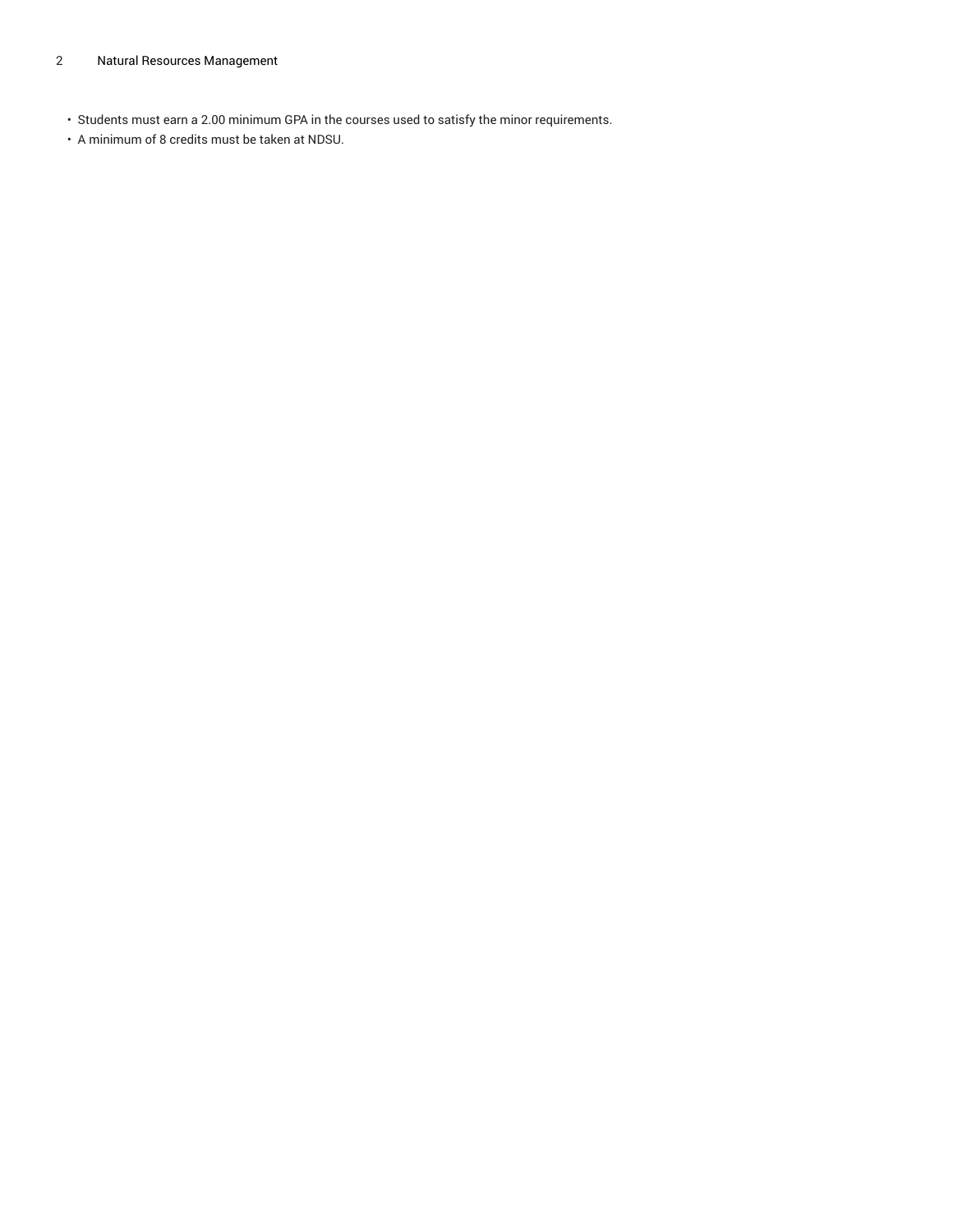- Students must earn a 2.00 minimum GPA in the courses used to satisfy the minor requirements.
- A minimum of 8 credits must be taken at NDSU.